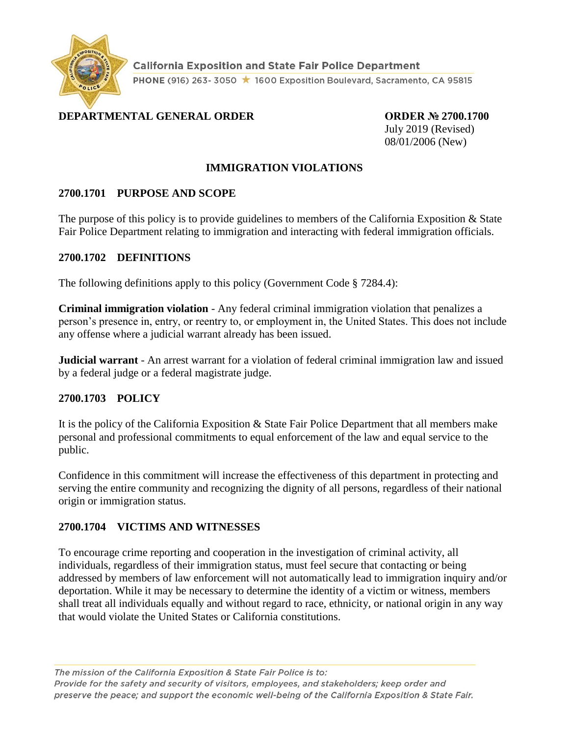California Exposition and State Fair Police Department
PHONE (916) 263- 3050 ★ 1600 Exposition Boulevard, Sacramento, CA 95815

**DEPARTMENTAL GENERAL ORDER**

**ORDER № 2700.1700**
July 2019 (Revised)
08/01/2006 (New)

# IMMIGRATION VIOLATIONS

## 2700.1701 PURPOSE AND SCOPE

The purpose of this policy is to provide guidelines to members of the California Exposition & State Fair Police Department relating to immigration and interacting with federal immigration officials.

## 2700.1702 DEFINITIONS

The following definitions apply to this policy (Government Code § 7284.4):

**Criminal immigration violation** - Any federal criminal immigration violation that penalizes a person's presence in, entry, or reentry to, or employment in, the United States. This does not include any offense where a judicial warrant already has been issued.

**Judicial warrant** - An arrest warrant for a violation of federal criminal immigration law and issued by a federal judge or a federal magistrate judge.

## 2700.1703 POLICY

It is the policy of the California Exposition & State Fair Police Department that all members make personal and professional commitments to equal enforcement of the law and equal service to the public.

Confidence in this commitment will increase the effectiveness of this department in protecting and serving the entire community and recognizing the dignity of all persons, regardless of their national origin or immigration status.

## 2700.1704 VICTIMS AND WITNESSES

To encourage crime reporting and cooperation in the investigation of criminal activity, all individuals, regardless of their immigration status, must feel secure that contacting or being addressed by members of law enforcement will not automatically lead to immigration inquiry and/or deportation. While it may be necessary to determine the identity of a victim or witness, members shall treat all individuals equally and without regard to race, ethnicity, or national origin in any way that would violate the United States or California constitutions.

*The mission of the California Exposition & State Fair Police is to:*
*Provide for the safety and security of visitors, employees, and stakeholders; keep order and preserve the peace; and support the economic well-being of the California Exposition & State Fair.*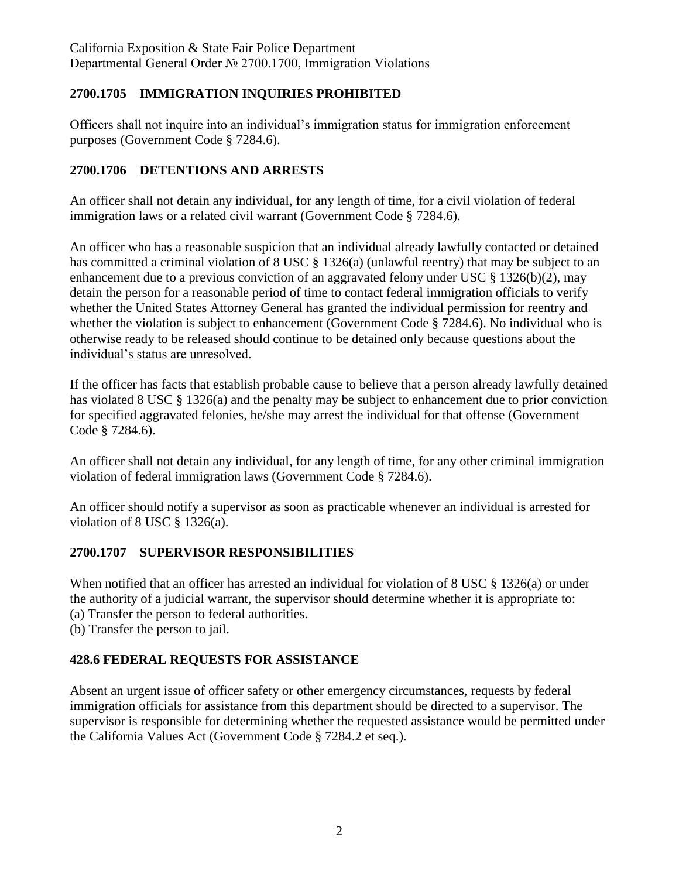## 2700.1705 IMMIGRATION INQUIRIES PROHIBITED

Officers shall not inquire into an individual's immigration status for immigration enforcement purposes (Government Code § 7284.6).

## 2700.1706 DETENTIONS AND ARRESTS

An officer shall not detain any individual, for any length of time, for a civil violation of federal immigration laws or a related civil warrant (Government Code § 7284.6).

An officer who has a reasonable suspicion that an individual already lawfully contacted or detained has committed a criminal violation of 8 USC § 1326(a) (unlawful reentry) that may be subject to an enhancement due to a previous conviction of an aggravated felony under USC § 1326(b)(2), may detain the person for a reasonable period of time to contact federal immigration officials to verify whether the United States Attorney General has granted the individual permission for reentry and whether the violation is subject to enhancement (Government Code § 7284.6). No individual who is otherwise ready to be released should continue to be detained only because questions about the individual's status are unresolved.

If the officer has facts that establish probable cause to believe that a person already lawfully detained has violated 8 USC § 1326(a) and the penalty may be subject to enhancement due to prior conviction for specified aggravated felonies, he/she may arrest the individual for that offense (Government Code § 7284.6).

An officer shall not detain any individual, for any length of time, for any other criminal immigration violation of federal immigration laws (Government Code § 7284.6).

An officer should notify a supervisor as soon as practicable whenever an individual is arrested for violation of 8 USC § 1326(a).

## 2700.1707 SUPERVISOR RESPONSIBILITIES

When notified that an officer has arrested an individual for violation of 8 USC § 1326(a) or under the authority of a judicial warrant, the supervisor should determine whether it is appropriate to:
(a) Transfer the person to federal authorities.
(b) Transfer the person to jail.

## 428.6 FEDERAL REQUESTS FOR ASSISTANCE

Absent an urgent issue of officer safety or other emergency circumstances, requests by federal immigration officials for assistance from this department should be directed to a supervisor. The supervisor is responsible for determining whether the requested assistance would be permitted under the California Values Act (Government Code § 7284.2 et seq.).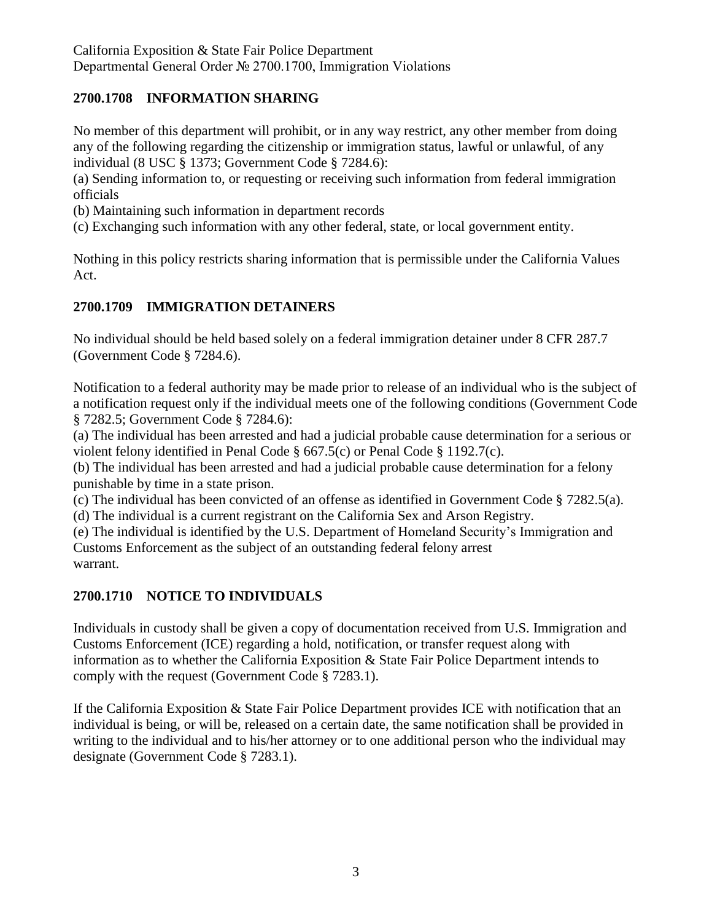## 2700.1708 INFORMATION SHARING

No member of this department will prohibit, or in any way restrict, any other member from doing any of the following regarding the citizenship or immigration status, lawful or unlawful, of any individual (8 USC § 1373; Government Code § 7284.6):

(a) Sending information to, or requesting or receiving such information from federal immigration officials

(b) Maintaining such information in department records

(c) Exchanging such information with any other federal, state, or local government entity.

Nothing in this policy restricts sharing information that is permissible under the California Values Act.

## 2700.1709 IMMIGRATION DETAINERS

No individual should be held based solely on a federal immigration detainer under 8 CFR 287.7 (Government Code § 7284.6).

Notification to a federal authority may be made prior to release of an individual who is the subject of a notification request only if the individual meets one of the following conditions (Government Code § 7282.5; Government Code § 7284.6):

(a) The individual has been arrested and had a judicial probable cause determination for a serious or violent felony identified in Penal Code § 667.5(c) or Penal Code § 1192.7(c).

(b) The individual has been arrested and had a judicial probable cause determination for a felony punishable by time in a state prison.

(c) The individual has been convicted of an offense as identified in Government Code § 7282.5(a).

(d) The individual is a current registrant on the California Sex and Arson Registry.

(e) The individual is identified by the U.S. Department of Homeland Security's Immigration and Customs Enforcement as the subject of an outstanding federal felony arrest warrant.

## 2700.1710 NOTICE TO INDIVIDUALS

Individuals in custody shall be given a copy of documentation received from U.S. Immigration and Customs Enforcement (ICE) regarding a hold, notification, or transfer request along with information as to whether the California Exposition & State Fair Police Department intends to comply with the request (Government Code § 7283.1).

If the California Exposition & State Fair Police Department provides ICE with notification that an individual is being, or will be, released on a certain date, the same notification shall be provided in writing to the individual and to his/her attorney or to one additional person who the individual may designate (Government Code § 7283.1).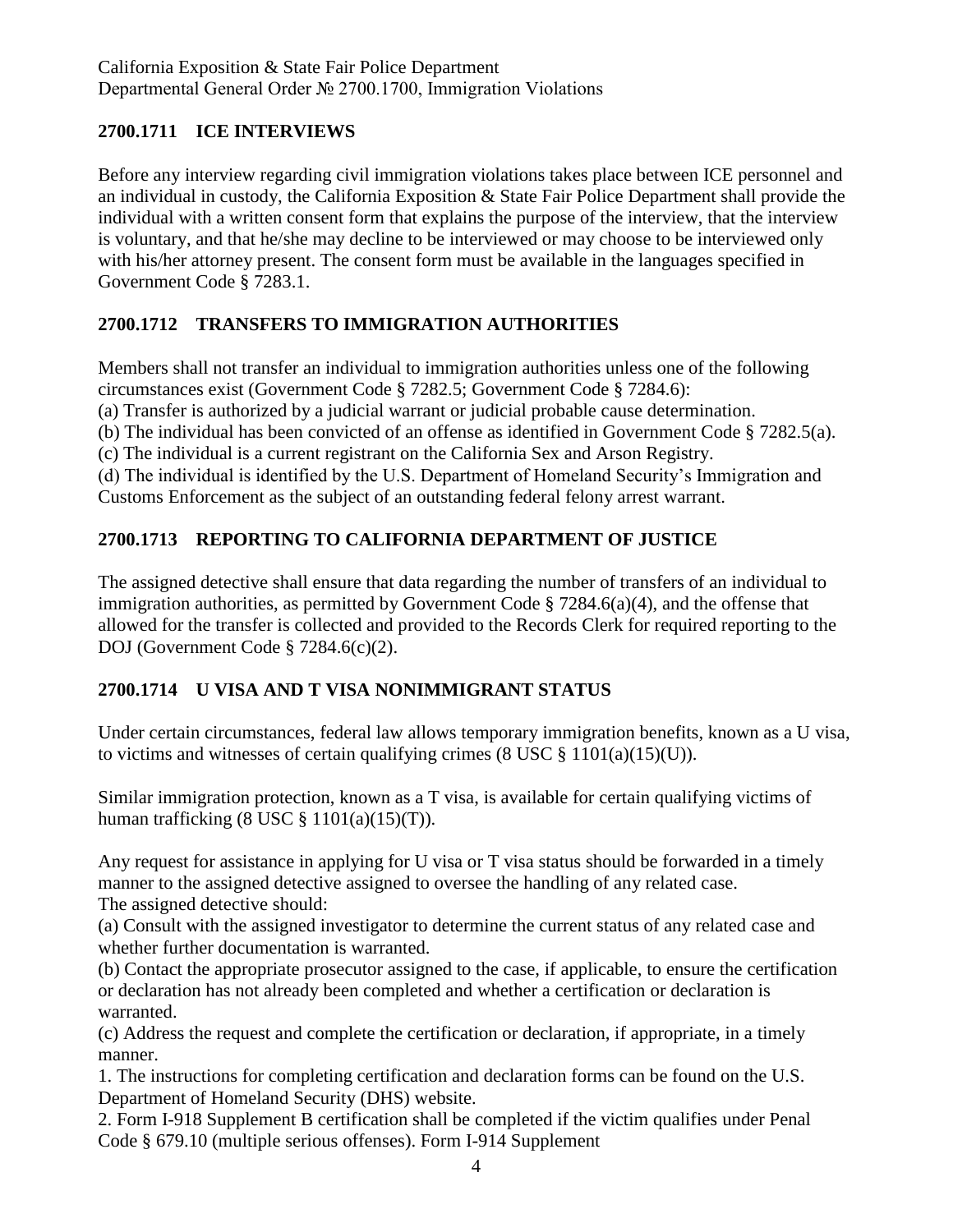### 2700.1711 ICE INTERVIEWS

Before any interview regarding civil immigration violations takes place between ICE personnel and an individual in custody, the California Exposition & State Fair Police Department shall provide the individual with a written consent form that explains the purpose of the interview, that the interview is voluntary, and that he/she may decline to be interviewed or may choose to be interviewed only with his/her attorney present. The consent form must be available in the languages specified in Government Code § 7283.1.

### 2700.1712 TRANSFERS TO IMMIGRATION AUTHORITIES

Members shall not transfer an individual to immigration authorities unless one of the following circumstances exist (Government Code § 7282.5; Government Code § 7284.6):
(a) Transfer is authorized by a judicial warrant or judicial probable cause determination.
(b) The individual has been convicted of an offense as identified in Government Code § 7282.5(a).
(c) The individual is a current registrant on the California Sex and Arson Registry.
(d) The individual is identified by the U.S. Department of Homeland Security's Immigration and Customs Enforcement as the subject of an outstanding federal felony arrest warrant.

### 2700.1713 REPORTING TO CALIFORNIA DEPARTMENT OF JUSTICE

The assigned detective shall ensure that data regarding the number of transfers of an individual to immigration authorities, as permitted by Government Code § 7284.6(a)(4), and the offense that allowed for the transfer is collected and provided to the Records Clerk for required reporting to the DOJ (Government Code § 7284.6(c)(2).

### 2700.1714 U VISA AND T VISA NONIMMIGRANT STATUS

Under certain circumstances, federal law allows temporary immigration benefits, known as a U visa, to victims and witnesses of certain qualifying crimes (8 USC § 1101(a)(15)(U)).

Similar immigration protection, known as a T visa, is available for certain qualifying victims of human trafficking (8 USC § 1101(a)(15)(T)).

Any request for assistance in applying for U visa or T visa status should be forwarded in a timely manner to the assigned detective assigned to oversee the handling of any related case.
The assigned detective should:
(a) Consult with the assigned investigator to determine the current status of any related case and whether further documentation is warranted.
(b) Contact the appropriate prosecutor assigned to the case, if applicable, to ensure the certification or declaration has not already been completed and whether a certification or declaration is warranted.
(c) Address the request and complete the certification or declaration, if appropriate, in a timely manner.
1. The instructions for completing certification and declaration forms can be found on the U.S. Department of Homeland Security (DHS) website.
2. Form I-918 Supplement B certification shall be completed if the victim qualifies under Penal Code § 679.10 (multiple serious offenses). Form I-914 Supplement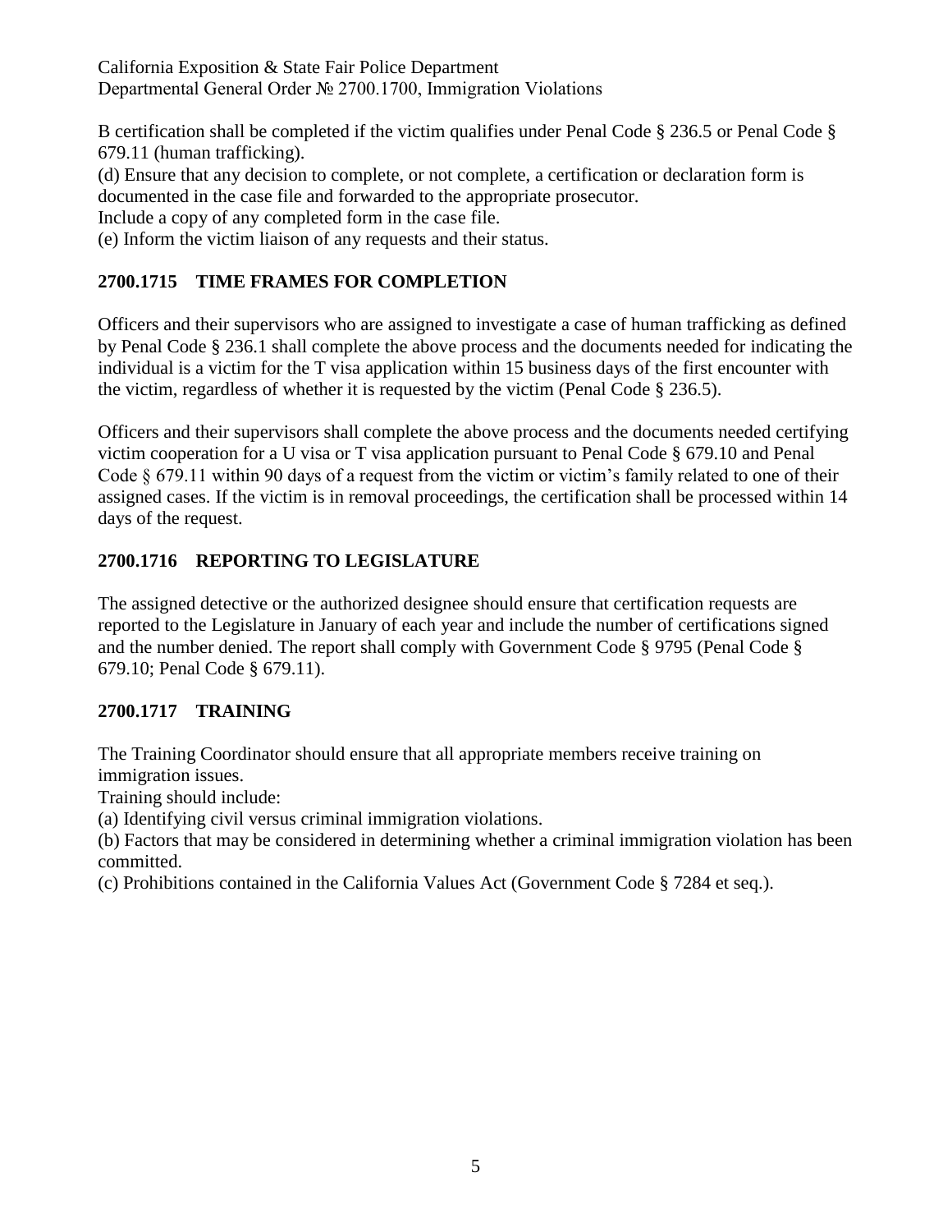B certification shall be completed if the victim qualifies under Penal Code § 236.5 or Penal Code § 679.11 (human trafficking).

(d) Ensure that any decision to complete, or not complete, a certification or declaration form is documented in the case file and forwarded to the appropriate prosecutor.
Include a copy of any completed form in the case file.

(e) Inform the victim liaison of any requests and their status.

## 2700.1715 TIME FRAMES FOR COMPLETION

Officers and their supervisors who are assigned to investigate a case of human trafficking as defined by Penal Code § 236.1 shall complete the above process and the documents needed for indicating the individual is a victim for the T visa application within 15 business days of the first encounter with the victim, regardless of whether it is requested by the victim (Penal Code § 236.5).

Officers and their supervisors shall complete the above process and the documents needed certifying victim cooperation for a U visa or T visa application pursuant to Penal Code § 679.10 and Penal Code § 679.11 within 90 days of a request from the victim or victim's family related to one of their assigned cases. If the victim is in removal proceedings, the certification shall be processed within 14 days of the request.

## 2700.1716 REPORTING TO LEGISLATURE

The assigned detective or the authorized designee should ensure that certification requests are reported to the Legislature in January of each year and include the number of certifications signed and the number denied. The report shall comply with Government Code § 9795 (Penal Code § 679.10; Penal Code § 679.11).

## 2700.1717 TRAINING

The Training Coordinator should ensure that all appropriate members receive training on immigration issues.

Training should include:

(a) Identifying civil versus criminal immigration violations.

(b) Factors that may be considered in determining whether a criminal immigration violation has been committed.

(c) Prohibitions contained in the California Values Act (Government Code § 7284 et seq.).